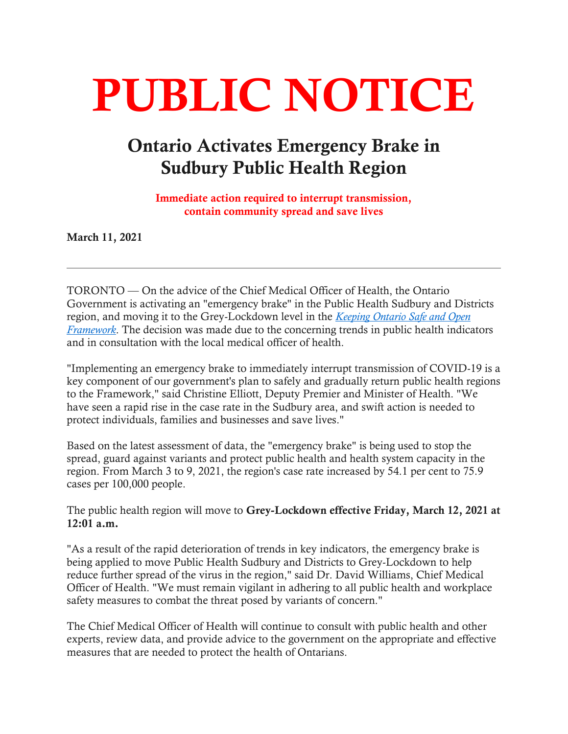# PUBLIC NOTICE

## Ontario Activates Emergency Brake in Sudbury Public Health Region

**Immediate action required to interrupt transmission, contain community spread and save lives**

**March 11, 2021**

---

TORONTO — On the advice of the Chief Medical Officer of Health, the Ontario Government is activating an "emergency brake" in the Public Health Sudbury and Districts region, and moving it to the Grey-Lockdown level in the *Keeping Ontario Safe and Open Framework*. The decision was made due to the concerning trends in public health indicators and in consultation with the local medical officer of health.

"Implementing an emergency brake to immediately interrupt transmission of COVID-19 is a key component of our government's plan to safely and gradually return public health regions to the Framework," said Christine Elliott, Deputy Premier and Minister of Health. "We have seen a rapid rise in the case rate in the Sudbury area, and swift action is needed to protect individuals, families and businesses and save lives."

Based on the latest assessment of data, the "emergency brake" is being used to stop the spread, guard against variants and protect public health and health system capacity in the region. From March 3 to 9, 2021, the region's case rate increased by 54.1 per cent to 75.9 cases per 100,000 people.

The public health region will move to **Grey-Lockdown effective Friday, March 12, 2021 at 12:01 a.m.**

"As a result of the rapid deterioration of trends in key indicators, the emergency brake is being applied to move Public Health Sudbury and Districts to Grey-Lockdown to help reduce further spread of the virus in the region," said Dr. David Williams, Chief Medical Officer of Health. "We must remain vigilant in adhering to all public health and workplace safety measures to combat the threat posed by variants of concern."

The Chief Medical Officer of Health will continue to consult with public health and other experts, review data, and provide advice to the government on the appropriate and effective measures that are needed to protect the health of Ontarians.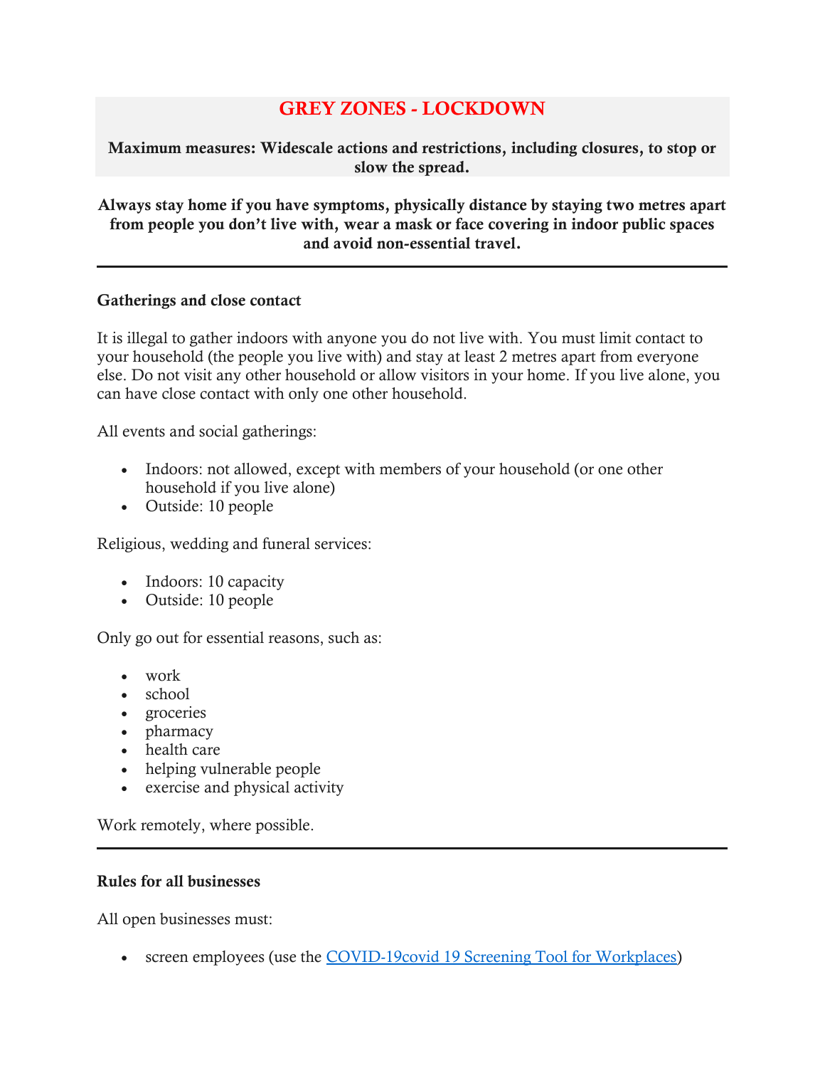## GREY ZONES - LOCKDOWN

**Maximum measures: Widescale actions and restrictions, including closures, to stop or slow the spread.**

**Always stay home if you have symptoms, physically distance by staying two metres apart from people you don't live with, wear a mask or face covering in indoor public spaces and avoid non-essential travel.**

---

### Gatherings and close contact

It is illegal to gather indoors with anyone you do not live with. You must limit contact to your household (the people you live with) and stay at least 2 metres apart from everyone else. Do not visit any other household or allow visitors in your home. If you live alone, you can have close contact with only one other household.

All events and social gatherings:

- Indoors: not allowed, except with members of your household (or one other household if you live alone)
- Outside: 10 people

Religious, wedding and funeral services:

- Indoors: 10 capacity
- Outside: 10 people

Only go out for essential reasons, such as:

- work
- school
- groceries
- pharmacy
- health care
- helping vulnerable people
- exercise and physical activity

Work remotely, where possible.

---

### Rules for all businesses

All open businesses must:

- screen employees (use the [COVID-19covid 19 Screening Tool for Workplaces])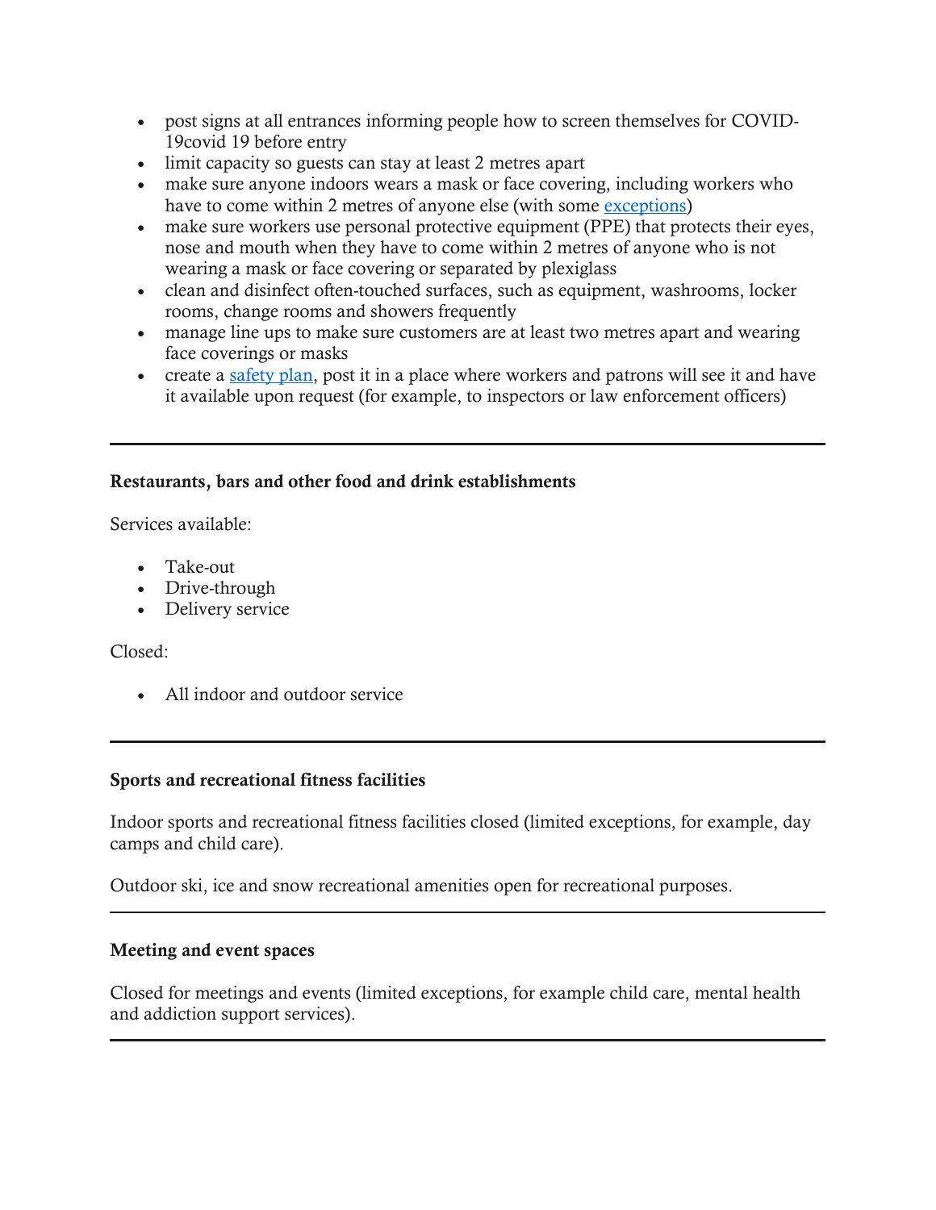- post signs at all entrances informing people how to screen themselves for COVID-19covid 19 before entry
- limit capacity so guests can stay at least 2 metres apart
- make sure anyone indoors wears a mask or face covering, including workers who have to come within 2 metres of anyone else (with some exceptions)
- make sure workers use personal protective equipment (PPE) that protects their eyes, nose and mouth when they have to come within 2 metres of anyone who is not wearing a mask or face covering or separated by plexiglass
- clean and disinfect often-touched surfaces, such as equipment, washrooms, locker rooms, change rooms and showers frequently
- manage line ups to make sure customers are at least two metres apart and wearing face coverings or masks
- create a safety plan, post it in a place where workers and patrons will see it and have it available upon request (for example, to inspectors or law enforcement officers)

---

**Restaurants, bars and other food and drink establishments**

Services available:

- Take-out
- Drive-through
- Delivery service

Closed:

- All indoor and outdoor service

---

**Sports and recreational fitness facilities**

Indoor sports and recreational fitness facilities closed (limited exceptions, for example, day camps and child care).

Outdoor ski, ice and snow recreational amenities open for recreational purposes.

---

**Meeting and event spaces**

Closed for meetings and events (limited exceptions, for example child care, mental health and addiction support services).

---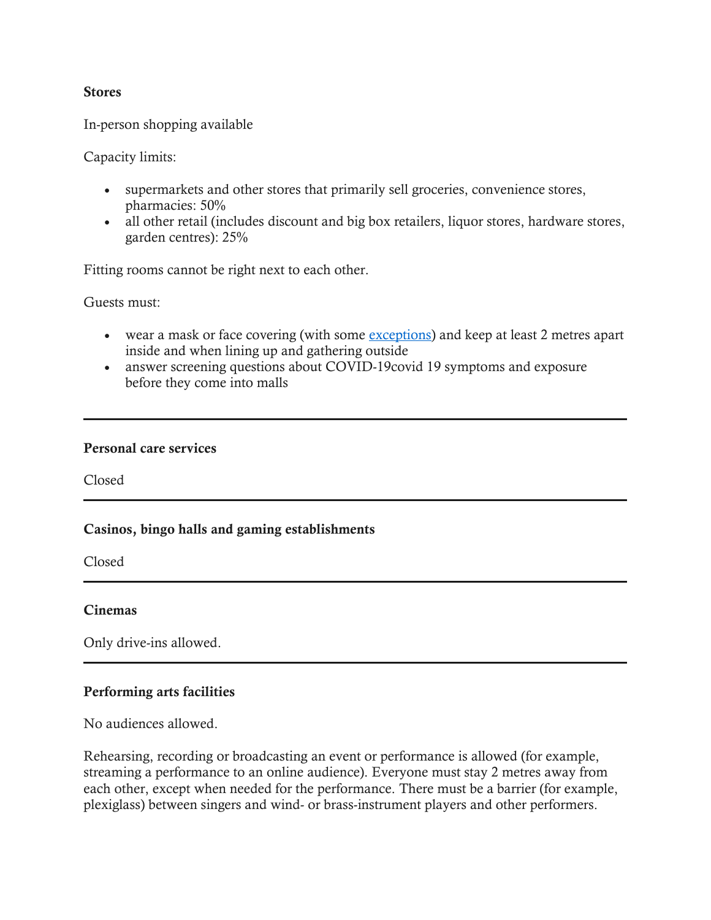**Stores**

In-person shopping available

Capacity limits:

- supermarkets and other stores that primarily sell groceries, convenience stores, pharmacies: 50%
- all other retail (includes discount and big box retailers, liquor stores, hardware stores, garden centres): 25%

Fitting rooms cannot be right next to each other.

Guests must:

- wear a mask or face covering (with some exceptions) and keep at least 2 metres apart inside and when lining up and gathering outside
- answer screening questions about COVID-19covid 19 symptoms and exposure before they come into malls

---

**Personal care services**

Closed

---

**Casinos, bingo halls and gaming establishments**

Closed

---

**Cinemas**

Only drive-ins allowed.

---

**Performing arts facilities**

No audiences allowed.

Rehearsing, recording or broadcasting an event or performance is allowed (for example, streaming a performance to an online audience). Everyone must stay 2 metres away from each other, except when needed for the performance. There must be a barrier (for example, plexiglass) between singers and wind- or brass-instrument players and other performers.